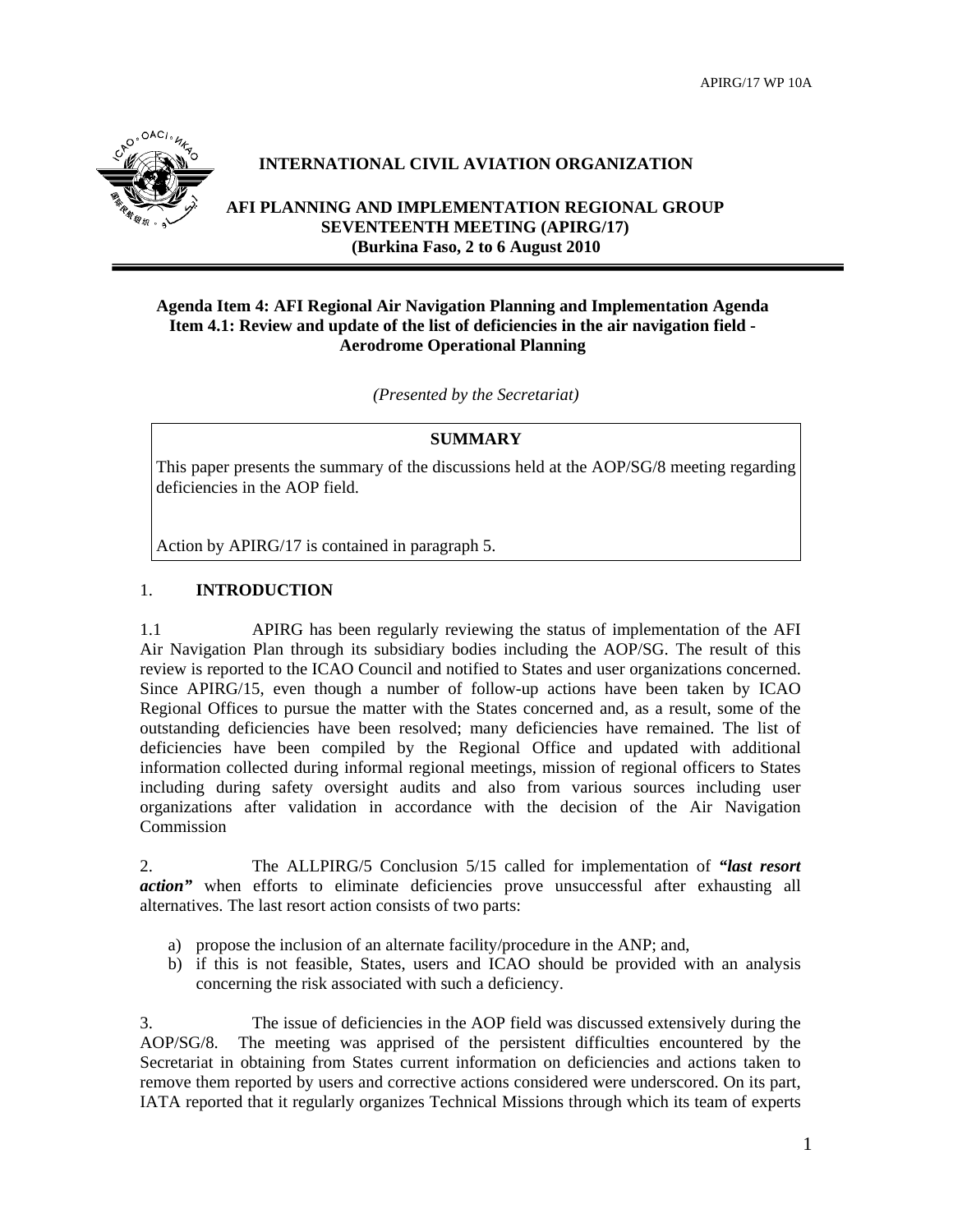APIRG/17 WP 10A

**INTERNATIONAL CIVIL AVIATION ORGANIZATION**

**AFI PLANNING AND IMPLEMENTATION REGIONAL GROUP SEVENTEENTH MEETING (APIRG/17) (Burkina Faso, 2 to 6 August 2010**

**Agenda Item 4: AFI Regional Air Navigation Planning and Implementation Agenda Item 4.1: Review and update of the list of deficiencies in the air navigation field - Aerodrome Operational Planning**

*(Presented by the Secretariat)*

| **SUMMARY** |
| --- |
| This paper presents the summary of the discussions held at the AOP/SG/8 meeting regarding deficiencies in the AOP field.<br><br>Action by APIRG/17 is contained in paragraph 5. |

## 1. INTRODUCTION

1.1 APIRG has been regularly reviewing the status of implementation of the AFI Air Navigation Plan through its subsidiary bodies including the AOP/SG. The result of this review is reported to the ICAO Council and notified to States and user organizations concerned. Since APIRG/15, even though a number of follow-up actions have been taken by ICAO Regional Offices to pursue the matter with the States concerned and, as a result, some of the outstanding deficiencies have been resolved; many deficiencies have remained. The list of deficiencies have been compiled by the Regional Office and updated with additional information collected during informal regional meetings, mission of regional officers to States including during safety oversight audits and also from various sources including user organizations after validation in accordance with the decision of the Air Navigation Commission

2. The ALLPIRG/5 Conclusion 5/15 called for implementation of ***"last resort action"*** when efforts to eliminate deficiencies prove unsuccessful after exhausting all alternatives. The last resort action consists of two parts:

a) propose the inclusion of an alternate facility/procedure in the ANP; and,
b) if this is not feasible, States, users and ICAO should be provided with an analysis concerning the risk associated with such a deficiency.

3. The issue of deficiencies in the AOP field was discussed extensively during the AOP/SG/8. The meeting was apprised of the persistent difficulties encountered by the Secretariat in obtaining from States current information on deficiencies and actions taken to remove them reported by users and corrective actions considered were underscored. On its part, IATA reported that it regularly organizes Technical Missions through which its team of experts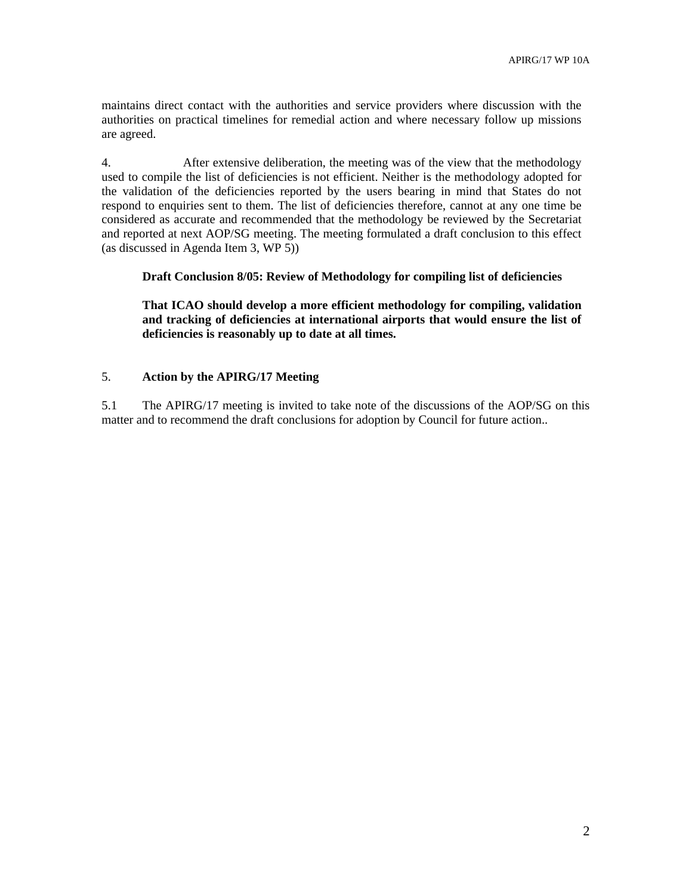maintains direct contact with the authorities and service providers where discussion with the authorities on practical timelines for remedial action and where necessary follow up missions are agreed.

4. After extensive deliberation, the meeting was of the view that the methodology used to compile the list of deficiencies is not efficient. Neither is the methodology adopted for the validation of the deficiencies reported by the users bearing in mind that States do not respond to enquiries sent to them. The list of deficiencies therefore, cannot at any one time be considered as accurate and recommended that the methodology be reviewed by the Secretariat and reported at next AOP/SG meeting. The meeting formulated a draft conclusion to this effect (as discussed in Agenda Item 3, WP 5))

> **Draft Conclusion 8/05: Review of Methodology for compiling list of deficiencies**
>
> **That ICAO should develop a more efficient methodology for compiling, validation and tracking of deficiencies at international airports that would ensure the list of deficiencies is reasonably up to date at all times.**

## 5. Action by the APIRG/17 Meeting

5.1 The APIRG/17 meeting is invited to take note of the discussions of the AOP/SG on this matter and to recommend the draft conclusions for adoption by Council for future action..